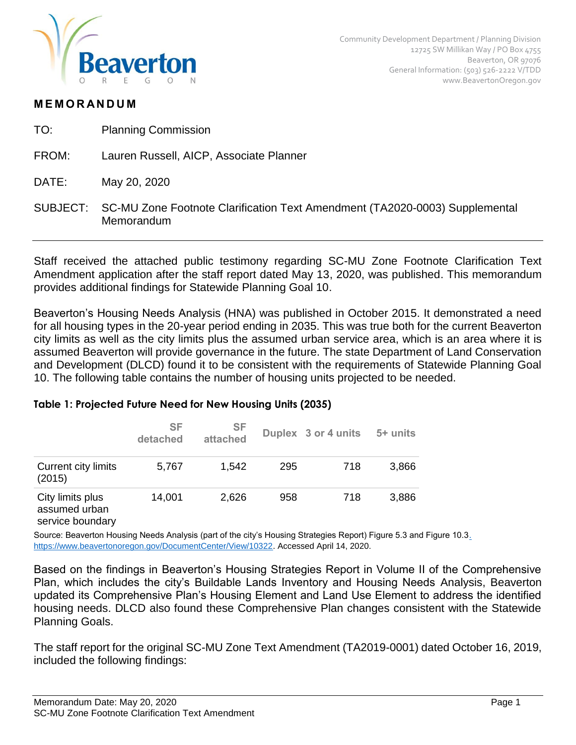Community Development Department / Planning Division
12725 SW Millikan Way / PO Box 4755
Beaverton, OR 97076
General Information: (503) 526-2222 V/TDD
www.BeavertonOregon.gov

# MEMORANDUM

TO: Planning Commission

FROM: Lauren Russell, AICP, Associate Planner

DATE: May 20, 2020

SUBJECT: SC-MU Zone Footnote Clarification Text Amendment (TA2020-0003) Supplemental Memorandum

---

Staff received the attached public testimony regarding SC-MU Zone Footnote Clarification Text Amendment application after the staff report dated May 13, 2020, was published. This memorandum provides additional findings for Statewide Planning Goal 10.

Beaverton's Housing Needs Analysis (HNA) was published in October 2015. It demonstrated a need for all housing types in the 20-year period ending in 2035. This was true both for the current Beaverton city limits as well as the city limits plus the assumed urban service area, which is an area where it is assumed Beaverton will provide governance in the future. The state Department of Land Conservation and Development (DLCD) found it to be consistent with the requirements of Statewide Planning Goal 10. The following table contains the number of housing units projected to be needed.

**Table 1: Projected Future Need for New Housing Units (2035)**

| | SF detached | SF attached | Duplex | 3 or 4 units | 5+ units |
|---|---|---|---|---|---|
| Current city limits (2015) | 5,767 | 1,542 | 295 | 718 | 3,866 |
| City limits plus assumed urban service boundary | 14,001 | 2,626 | 958 | 718 | 3,886 |

Source: Beaverton Housing Needs Analysis (part of the city's Housing Strategies Report) Figure 5.3 and Figure 10.3. https://www.beavertonoregon.gov/DocumentCenter/View/10322. Accessed April 14, 2020.

Based on the findings in Beaverton's Housing Strategies Report in Volume II of the Comprehensive Plan, which includes the city's Buildable Lands Inventory and Housing Needs Analysis, Beaverton updated its Comprehensive Plan's Housing Element and Land Use Element to address the identified housing needs. DLCD also found these Comprehensive Plan changes consistent with the Statewide Planning Goals.

The staff report for the original SC-MU Zone Text Amendment (TA2019-0001) dated October 16, 2019, included the following findings: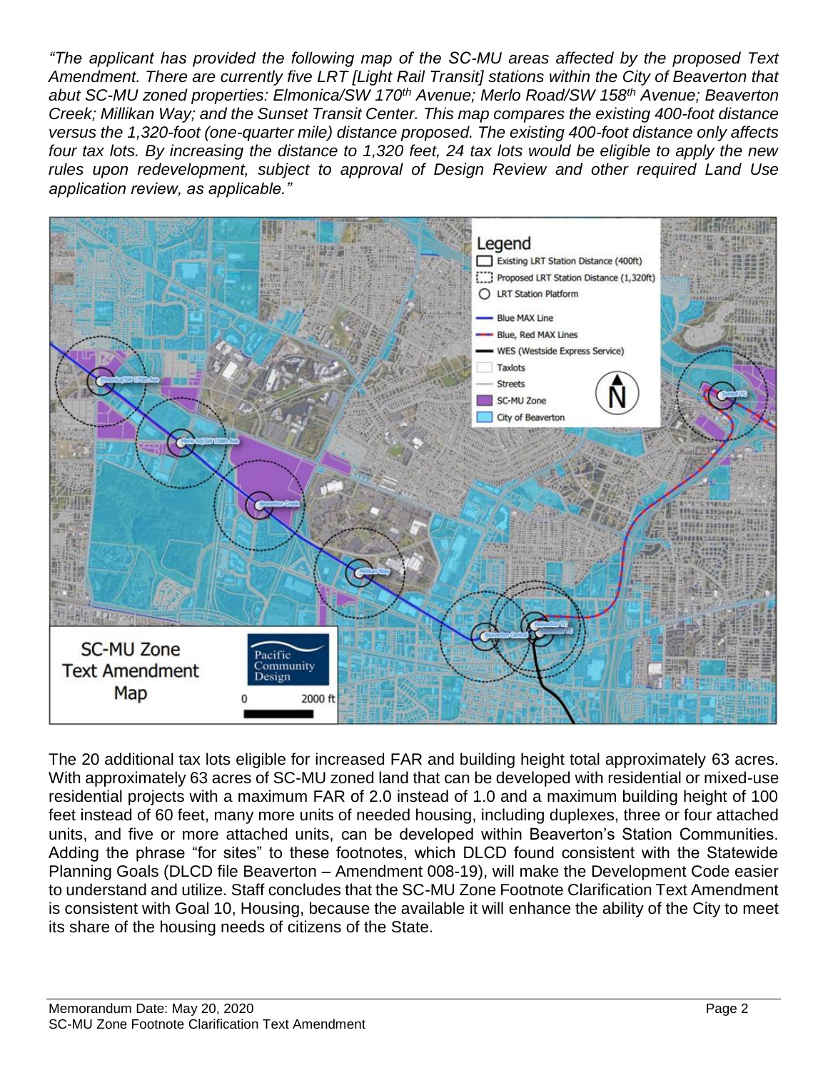*"The applicant has provided the following map of the SC-MU areas affected by the proposed Text Amendment. There are currently five LRT [Light Rail Transit] stations within the City of Beaverton that abut SC-MU zoned properties: Elmonica/SW 170th Avenue; Merlo Road/SW 158th Avenue; Beaverton Creek; Millikan Way; and the Sunset Transit Center. This map compares the existing 400-foot distance versus the 1,320-foot (one-quarter mile) distance proposed. The existing 400-foot distance only affects four tax lots. By increasing the distance to 1,320 feet, 24 tax lots would be eligible to apply the new rules upon redevelopment, subject to approval of Design Review and other required Land Use application review, as applicable."*

The 20 additional tax lots eligible for increased FAR and building height total approximately 63 acres. With approximately 63 acres of SC-MU zoned land that can be developed with residential or mixed-use residential projects with a maximum FAR of 2.0 instead of 1.0 and a maximum building height of 100 feet instead of 60 feet, many more units of needed housing, including duplexes, three or four attached units, and five or more attached units, can be developed within Beaverton's Station Communities. Adding the phrase "for sites" to these footnotes, which DLCD found consistent with the Statewide Planning Goals (DLCD file Beaverton – Amendment 008-19), will make the Development Code easier to understand and utilize. Staff concludes that the SC-MU Zone Footnote Clarification Text Amendment is consistent with Goal 10, Housing, because the available it will enhance the ability of the City to meet its share of the housing needs of citizens of the State.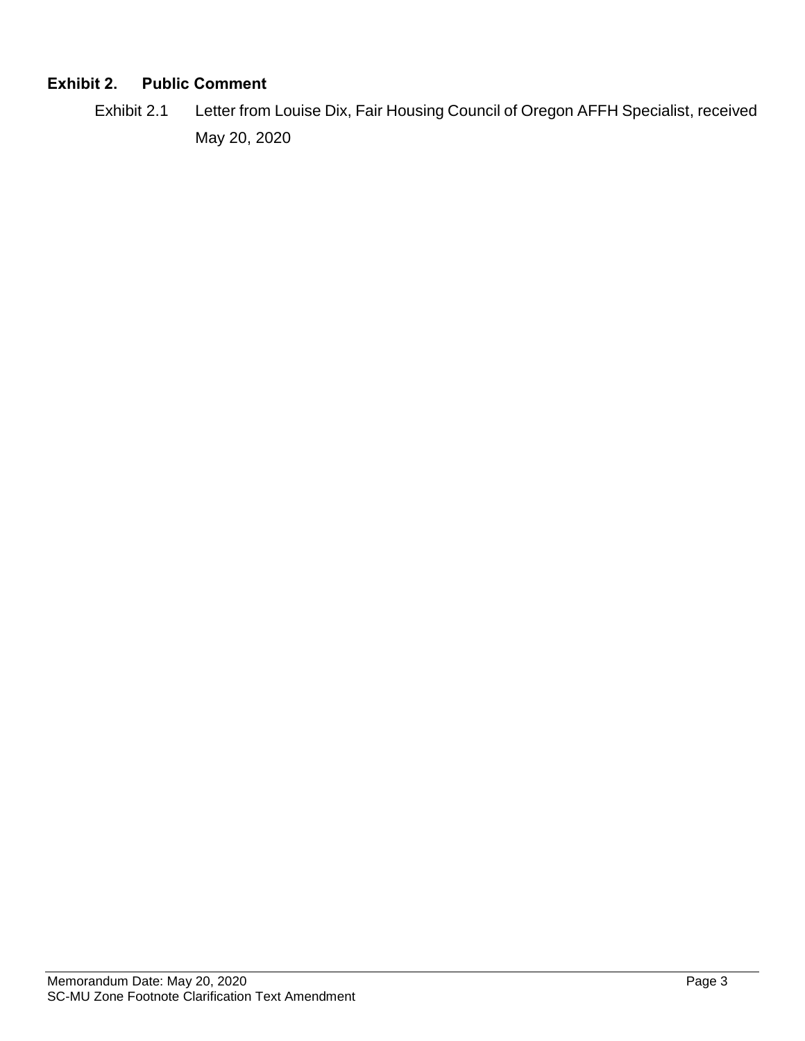## Exhibit 2. Public Comment

Exhibit 2.1 Letter from Louise Dix, Fair Housing Council of Oregon AFFH Specialist, received May 20, 2020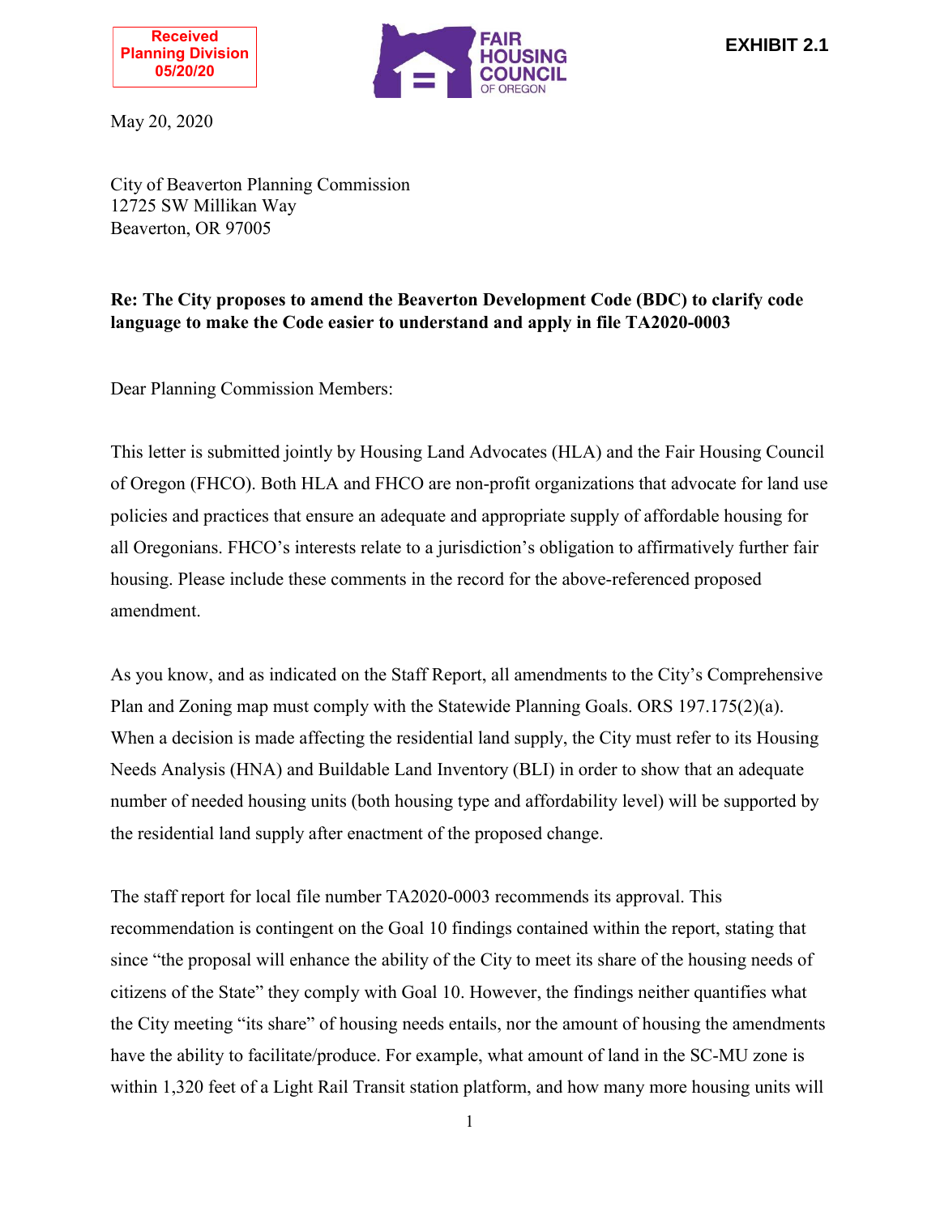Received
Planning Division
05/20/20

FAIR HOUSING COUNCIL OF OREGON

**EXHIBIT 2.1**

May 20, 2020

City of Beaverton Planning Commission
12725 SW Millikan Way
Beaverton, OR 97005

**Re: The City proposes to amend the Beaverton Development Code (BDC) to clarify code language to make the Code easier to understand and apply in file TA2020-0003**

Dear Planning Commission Members:

This letter is submitted jointly by Housing Land Advocates (HLA) and the Fair Housing Council of Oregon (FHCO). Both HLA and FHCO are non-profit organizations that advocate for land use policies and practices that ensure an adequate and appropriate supply of affordable housing for all Oregonians. FHCO's interests relate to a jurisdiction's obligation to affirmatively further fair housing. Please include these comments in the record for the above-referenced proposed amendment.

As you know, and as indicated on the Staff Report, all amendments to the City's Comprehensive Plan and Zoning map must comply with the Statewide Planning Goals. ORS 197.175(2)(a). When a decision is made affecting the residential land supply, the City must refer to its Housing Needs Analysis (HNA) and Buildable Land Inventory (BLI) in order to show that an adequate number of needed housing units (both housing type and affordability level) will be supported by the residential land supply after enactment of the proposed change.

The staff report for local file number TA2020-0003 recommends its approval. This recommendation is contingent on the Goal 10 findings contained within the report, stating that since "the proposal will enhance the ability of the City to meet its share of the housing needs of citizens of the State" they comply with Goal 10. However, the findings neither quantifies what the City meeting "its share" of housing needs entails, nor the amount of housing the amendments have the ability to facilitate/produce. For example, what amount of land in the SC-MU zone is within 1,320 feet of a Light Rail Transit station platform, and how many more housing units will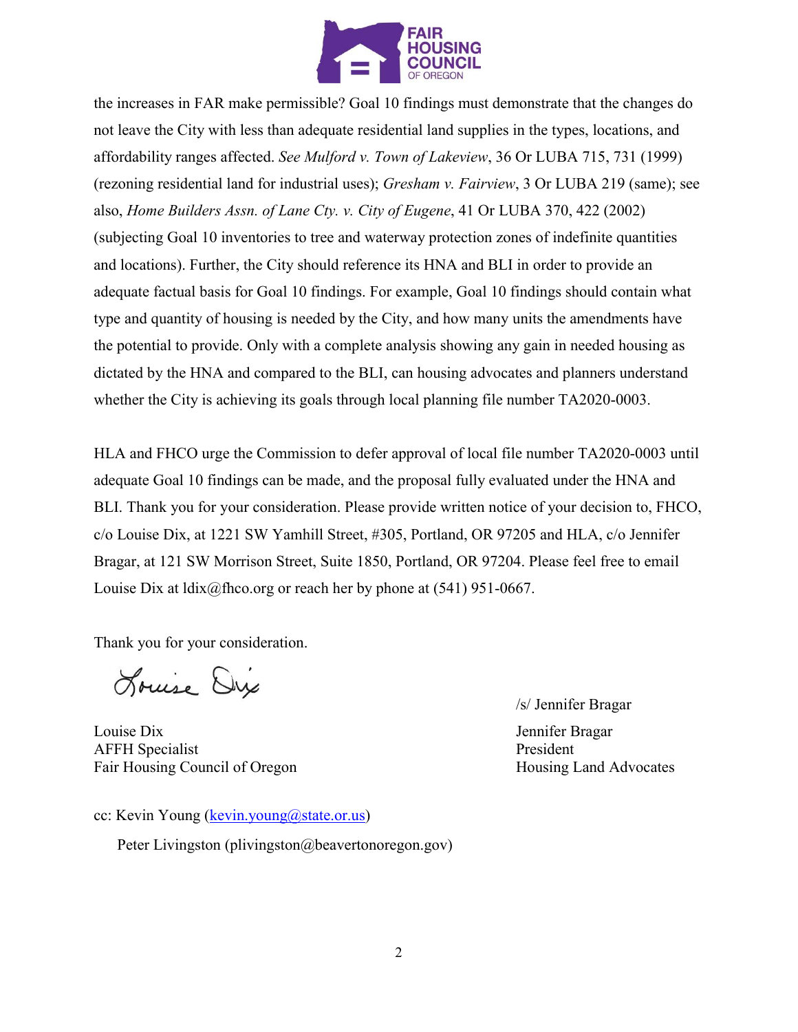the increases in FAR make permissible? Goal 10 findings must demonstrate that the changes do not leave the City with less than adequate residential land supplies in the types, locations, and affordability ranges affected. *See Mulford v. Town of Lakeview*, 36 Or LUBA 715, 731 (1999) (rezoning residential land for industrial uses); *Gresham v. Fairview*, 3 Or LUBA 219 (same); see also, *Home Builders Assn. of Lane Cty. v. City of Eugene*, 41 Or LUBA 370, 422 (2002) (subjecting Goal 10 inventories to tree and waterway protection zones of indefinite quantities and locations). Further, the City should reference its HNA and BLI in order to provide an adequate factual basis for Goal 10 findings. For example, Goal 10 findings should contain what type and quantity of housing is needed by the City, and how many units the amendments have the potential to provide. Only with a complete analysis showing any gain in needed housing as dictated by the HNA and compared to the BLI, can housing advocates and planners understand whether the City is achieving its goals through local planning file number TA2020-0003.

HLA and FHCO urge the Commission to defer approval of local file number TA2020-0003 until adequate Goal 10 findings can be made, and the proposal fully evaluated under the HNA and BLI. Thank you for your consideration. Please provide written notice of your decision to, FHCO, c/o Louise Dix, at 1221 SW Yamhill Street, #305, Portland, OR 97205 and HLA, c/o Jennifer Bragar, at 121 SW Morrison Street, Suite 1850, Portland, OR 97204. Please feel free to email Louise Dix at ldix@fhco.org or reach her by phone at (541) 951-0667.

Thank you for your consideration.

Louise Dix
AFFH Specialist
Fair Housing Council of Oregon

/s/ Jennifer Bragar

Jennifer Bragar
President
Housing Land Advocates

cc: Kevin Young (kevin.young@state.or.us)

Peter Livingston (plivingston@beavertonoregon.gov)